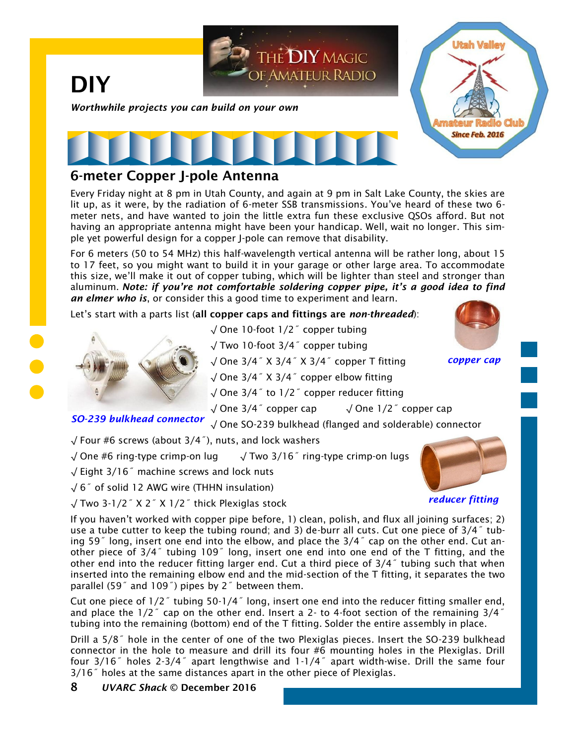# DIY

*Worthwhile projects you can build on your own*

## 6-meter Copper J-pole Antenna

Every Friday night at 8 pm in Utah County, and again at 9 pm in Salt Lake County, the skies are lit up, as it were, by the radiation of 6-meter SSB transmissions. You've heard of these two 6-meter nets, and have wanted to join the little extra fun these exclusive QSOs afford. But not having an appropriate antenna might have been your handicap. Well, wait no longer. This simple yet powerful design for a copper J-pole can remove that disability.

For 6 meters (50 to 54 MHz) this half-wavelength vertical antenna will be rather long, about 15 to 17 feet, so you might want to build it in your garage or other large area. To accommodate this size, we'll make it out of copper tubing, which will be lighter than steel and stronger than aluminum. ***Note: if you're not comfortable soldering copper pipe, it's a good idea to find an elmer who is***, or consider this a good time to experiment and learn.

Let's start with a parts list (**all copper caps and fittings are *non-threaded***):

- √ One 10-foot 1/2˝ copper tubing
- √ Two 10-foot 3/4˝ copper tubing
- √ One 3/4˝ X 3/4˝ X 3/4˝ copper T fitting
- √ One 3/4˝ X 3/4˝ copper elbow fitting
- √ One 3/4˝ to 1/2˝ copper reducer fitting
- √ One 3/4˝ copper cap √ One 1/2˝ copper cap
- √ One SO-239 bulkhead (flanged and solderable) connector
- √ Four #6 screws (about 3/4˝), nuts, and lock washers
- √ One #6 ring-type crimp-on lug √ Two 3/16˝ ring-type crimp-on lugs
- √ Eight 3/16˝ machine screws and lock nuts
- √ 6˝ of solid 12 AWG wire (THHN insulation)
- √ Two 3-1/2˝ X 2˝ X 1/2˝ thick Plexiglas stock

*SO-239 bulkhead connector*

*copper cap*

*reducer fitting*

If you haven't worked with copper pipe before, 1) clean, polish, and flux all joining surfaces; 2) use a tube cutter to keep the tubing round; and 3) de-burr all cuts. Cut one piece of 3/4˝ tubing 59˝ long, insert one end into the elbow, and place the 3/4˝ cap on the other end. Cut another piece of 3/4˝ tubing 109˝ long, insert one end into one end of the T fitting, and the other end into the reducer fitting larger end. Cut a third piece of 3/4˝ tubing such that when inserted into the remaining elbow end and the mid-section of the T fitting, it separates the two parallel (59˝ and 109˝) pipes by 2˝ between them.

Cut one piece of 1/2˝ tubing 50-1/4˝ long, insert one end into the reducer fitting smaller end, and place the 1/2˝ cap on the other end. Insert a 2- to 4-foot section of the remaining 3/4˝ tubing into the remaining (bottom) end of the T fitting. Solder the entire assembly in place.

Drill a 5/8˝ hole in the center of one of the two Plexiglas pieces. Insert the SO-239 bulkhead connector in the hole to measure and drill its four #6 mounting holes in the Plexiglas. Drill four 3/16˝ holes 2-3/4˝ apart lengthwise and 1-1/4˝ apart width-wise. Drill the same four 3/16˝ holes at the same distances apart in the other piece of Plexiglas.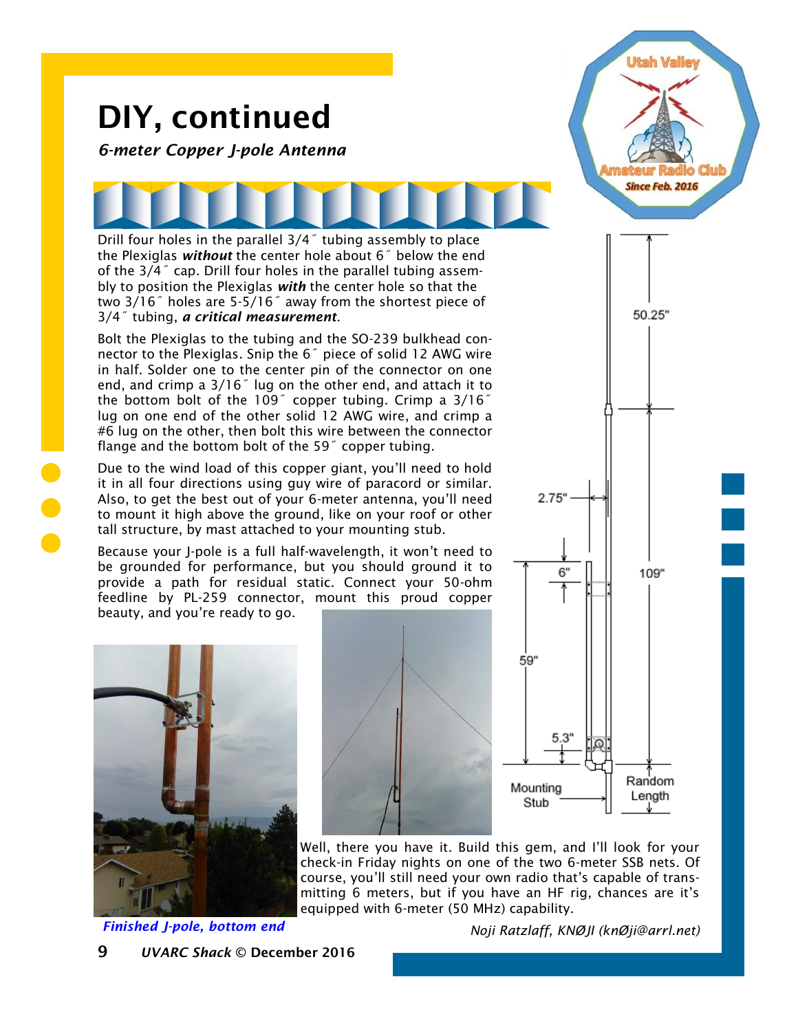# DIY, continued

***6-meter Copper J-pole Antenna***

Drill four holes in the parallel 3/4˝ tubing assembly to place the Plexiglas ***without*** the center hole about 6˝ below the end of the 3/4˝ cap. Drill four holes in the parallel tubing assembly to position the Plexiglas ***with*** the center hole so that the two 3/16˝ holes are 5-5/16˝ away from the shortest piece of 3/4˝ tubing, ***a critical measurement***.

Bolt the Plexiglas to the tubing and the SO-239 bulkhead connector to the Plexiglas. Snip the 6˝ piece of solid 12 AWG wire in half. Solder one to the center pin of the connector on one end, and crimp a 3/16˝ lug on the other end, and attach it to the bottom bolt of the 109˝ copper tubing. Crimp a 3/16˝ lug on one end of the other solid 12 AWG wire, and crimp a #6 lug on the other, then bolt this wire between the connector flange and the bottom bolt of the 59˝ copper tubing.

Due to the wind load of this copper giant, you'll need to hold it in all four directions using guy wire of paracord or similar. Also, to get the best out of your 6-meter antenna, you'll need to mount it high above the ground, like on your roof or other tall structure, by mast attached to your mounting stub.

Because your J-pole is a full half-wavelength, it won't need to be grounded for performance, but you should ground it to provide a path for residual static. Connect your 50-ohm feedline by PL-259 connector, mount this proud copper beauty, and you're ready to go.

50.25"
2.75"
6"
109"
59"
5.3"
Mounting Stub
Random Length

*Finished J-pole, bottom end*

Well, there you have it. Build this gem, and I'll look for your check-in Friday nights on one of the two 6-meter SSB nets. Of course, you'll still need your own radio that's capable of transmitting 6 meters, but if you have an HF rig, chances are it's equipped with 6-meter (50 MHz) capability.

*Noji Ratzlaff, KNØJI (knØji@arrl.net)*